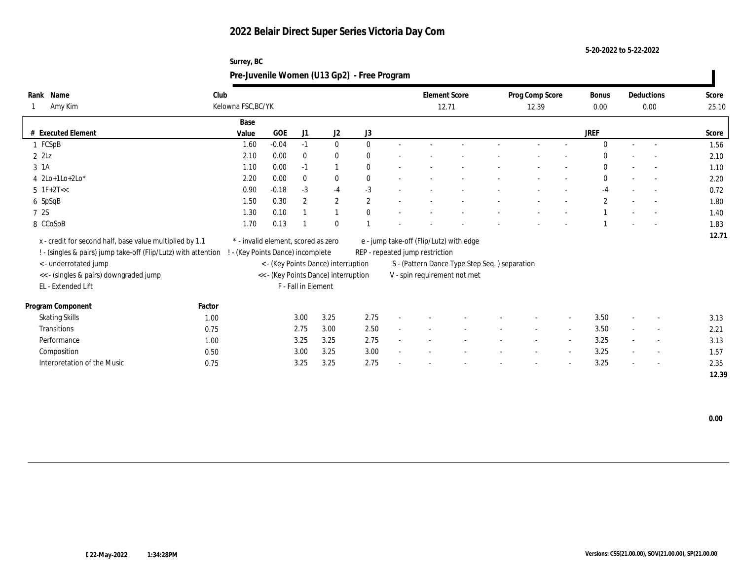# 2022 Belair Direct Super Series Victoria Day Com

5-20-2022 to 5-22-2022

Surrey, BC

## Pre-Juvenile Women (U13 Gp2) - Free Program

| Rank | Name | Club | Element Score | Prog Comp Score | Bonus | Deductions | Score |
|---|---|---|---|---|---|---|---|
| 1 | Amy Kim | Kelowna FSC,BC/YK | 12.71 | 12.39 | 0.00 | 0.00 | 25.10 |

| # | Executed Element | Base Value | GOE | J1 | J2 | J3 | | | | | | | | | JREF | | | Score |
|---|---|---|---|---|---|---|---|---|---|---|---|---|---|---|---|---|---|---|
| 1 | FCSpB | 1.60 | -0.04 | -1 | 0 | 0 | - | - | - | - | - | - | - | - | 0 | - | - | 1.56 |
| 2 | 2Lz | 2.10 | 0.00 | 0 | 0 | 0 | - | - | - | - | - | - | - | - | 0 | - | - | 2.10 |
| 3 | 1A | 1.10 | 0.00 | -1 | 1 | 0 | - | - | - | - | - | - | - | - | 0 | - | - | 1.10 |
| 4 | 2Lo+1Lo+2Lo* | 2.20 | 0.00 | 0 | 0 | 0 | - | - | - | - | - | - | - | - | 0 | - | - | 2.20 |
| 5 | 1F+2T<< | 0.90 | -0.18 | -3 | -4 | -3 | - | - | - | - | - | - | - | - | -4 | - | - | 0.72 |
| 6 | SpSqB | 1.50 | 0.30 | 2 | 2 | 2 | - | - | - | - | - | - | - | - | 2 | - | - | 1.80 |
| 7 | 2S | 1.30 | 0.10 | 1 | 1 | 0 | - | - | - | - | - | - | - | - | 1 | - | - | 1.40 |
| 8 | CCoSpB | 1.70 | 0.13 | 1 | 0 | 1 | - | - | - | - | - | - | - | - | 1 | - | - | 1.83 |
| | | | | | | | | | | | | | | | | | | 12.71 |

x - credit for second half, base value multiplied by 1.1
! - (singles & pairs) jump take-off (Flip/Lutz) with attention
< - underrotated jump
<< - (singles & pairs) downgraded jump
EL - Extended Lift
* - invalid element, scored as zero
! - (Key Points Dance) incomplete
< - (Key Points Dance) interruption
<< - (Key Points Dance) interruption
F - Fall in Element
e - jump take-off (Flip/Lutz) with edge
REP - repeated jump restriction
S - (Pattern Dance Type Step Seq. ) separation
V - spin requirement not met

| Program Component | Factor | J1 | J2 | J3 | | | | | | | | | JREF | | | Score |
|---|---|---|---|---|---|---|---|---|---|---|---|---|---|---|---|---|
| Skating Skills | 1.00 | 3.00 | 3.25 | 2.75 | - | - | - | - | - | - | - | - | 3.50 | - | - | 3.13 |
| Transitions | 0.75 | 2.75 | 3.00 | 2.50 | - | - | - | - | - | - | - | - | 3.50 | - | - | 2.21 |
| Performance | 1.00 | 3.25 | 3.25 | 2.75 | - | - | - | - | - | - | - | - | 3.25 | - | - | 3.13 |
| Composition | 0.50 | 3.00 | 3.25 | 3.00 | - | - | - | - | - | - | - | - | 3.25 | - | - | 1.57 |
| Interpretation of the Music | 0.75 | 3.25 | 3.25 | 2.75 | - | - | - | - | - | - | - | - | 3.25 | - | - | 2.35 |
| | | | | | | | | | | | | | | | | 12.39 |

0.00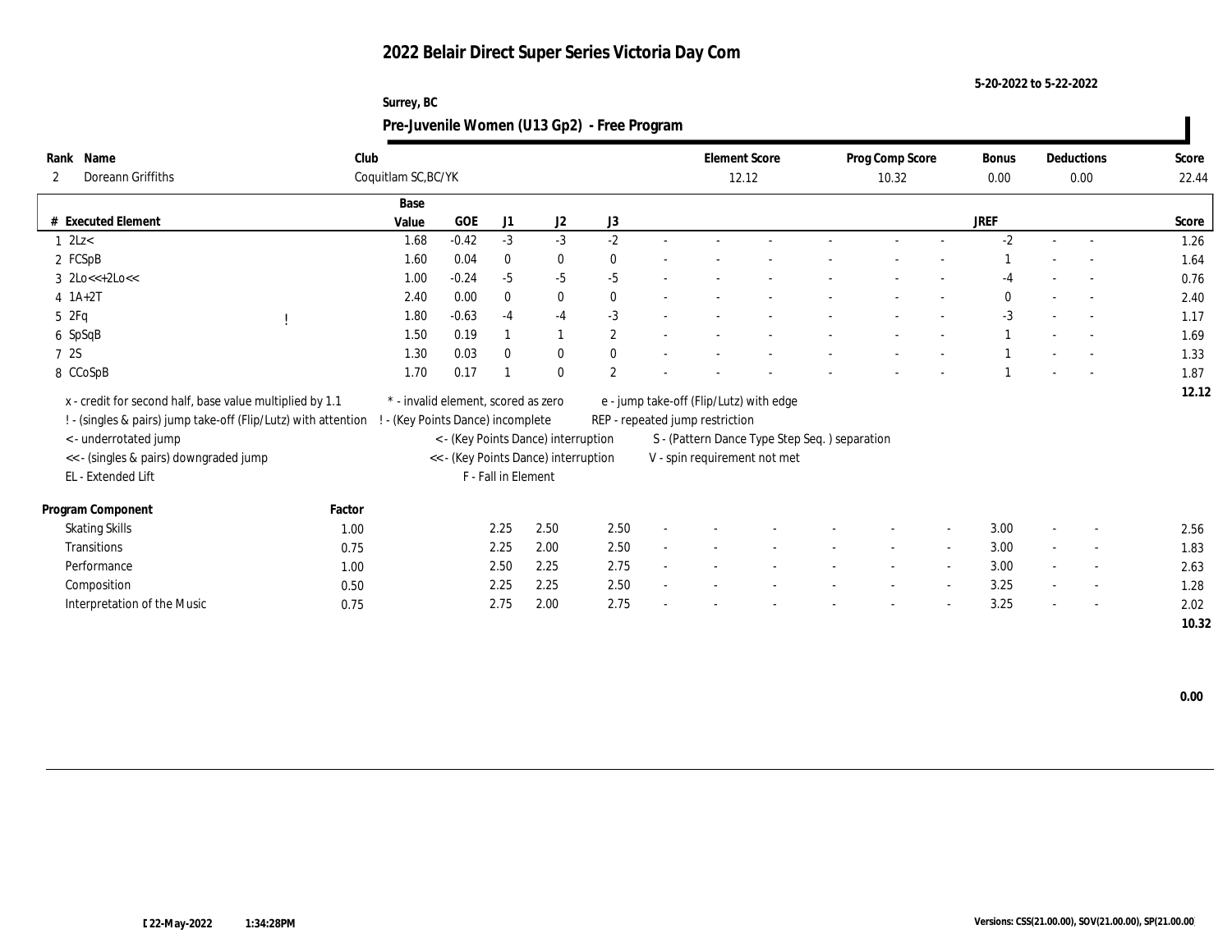# 2022 Belair Direct Super Series Victoria Day Com

5-20-2022 to 5-22-2022

Surrey, BC

## Pre-Juvenile Women (U13 Gp2) - Free Program

| Rank | Name | Club | Element Score | Prog Comp Score | Bonus | Deductions | Score |
|---|---|---|---|---|---|---|---|
| 2 | Doreann Griffiths | Coquitlam SC,BC/YK | 12.12 | 10.32 | 0.00 | 0.00 | 22.44 |

| # | Executed Element | | Base Value | GOE | J1 | J2 | J3 | | | | | | | | | JREF | | | Score |
|---|---|---|---|---|---|---|---|---|---|---|---|---|---|---|---|---|---|---|---|
| 1 | 2Lz< | | 1.68 | -0.42 | -3 | -3 | -2 | - | - | - | - | - | - | - | - | -2 | - | - | 1.26 |
| 2 | FCSpB | | 1.60 | 0.04 | 0 | 0 | 0 | - | - | - | - | - | - | - | - | 1 | - | - | 1.64 |
| 3 | 2Lo<<+2Lo<< | | 1.00 | -0.24 | -5 | -5 | -5 | - | - | - | - | - | - | - | - | -4 | - | - | 0.76 |
| 4 | 1A+2T | | 2.40 | 0.00 | 0 | 0 | 0 | - | - | - | - | - | - | - | - | 0 | - | - | 2.40 |
| 5 | 2Fq | ! | 1.80 | -0.63 | -4 | -4 | -3 | - | - | - | - | - | - | - | - | -3 | - | - | 1.17 |
| 6 | SpSqB | | 1.50 | 0.19 | 1 | 1 | 2 | - | - | - | - | - | - | - | - | 1 | - | - | 1.69 |
| 7 | 2S | | 1.30 | 0.03 | 0 | 0 | 0 | - | - | - | - | - | - | - | - | 1 | - | - | 1.33 |
| 8 | CCoSpB | | 1.70 | 0.17 | 1 | 0 | 2 | - | - | - | - | - | - | - | - | 1 | - | - | 1.87 |
| | | | | | | | | | | | | | | | | | | | 12.12 |

x - credit for second half, base value multiplied by 1.1
! - (singles & pairs) jump take-off (Flip/Lutz) with attention
< - underrotated jump
<< - (singles & pairs) downgraded jump
EL - Extended Lift
* - invalid element, scored as zero
! - (Key Points Dance) incomplete
< - (Key Points Dance) interruption
<< - (Key Points Dance) interruption
F - Fall in Element
e - jump take-off (Flip/Lutz) with edge
REP - repeated jump restriction
S - (Pattern Dance Type Step Seq. ) separation
V - spin requirement not met

| Program Component | Factor | J1 | J2 | J3 | | | | | | | | | JREF | | | Score |
|---|---|---|---|---|---|---|---|---|---|---|---|---|---|---|---|---|
| Skating Skills | 1.00 | 2.25 | 2.50 | 2.50 | - | - | - | - | - | - | - | - | 3.00 | - | - | 2.56 |
| Transitions | 0.75 | 2.25 | 2.00 | 2.50 | - | - | - | - | - | - | - | - | 3.00 | - | - | 1.83 |
| Performance | 1.00 | 2.50 | 2.25 | 2.75 | - | - | - | - | - | - | - | - | 3.00 | - | - | 2.63 |
| Composition | 0.50 | 2.25 | 2.25 | 2.50 | - | - | - | - | - | - | - | - | 3.25 | - | - | 1.28 |
| Interpretation of the Music | 0.75 | 2.75 | 2.00 | 2.75 | - | - | - | - | - | - | - | - | 3.25 | - | - | 2.02 |
| | | | | | | | | | | | | | | | | 10.32 |

0.00

22-May-2022 1:34:28PM

Versions: CSS(21.00.00), SOV(21.00.00), SP(21.00.00)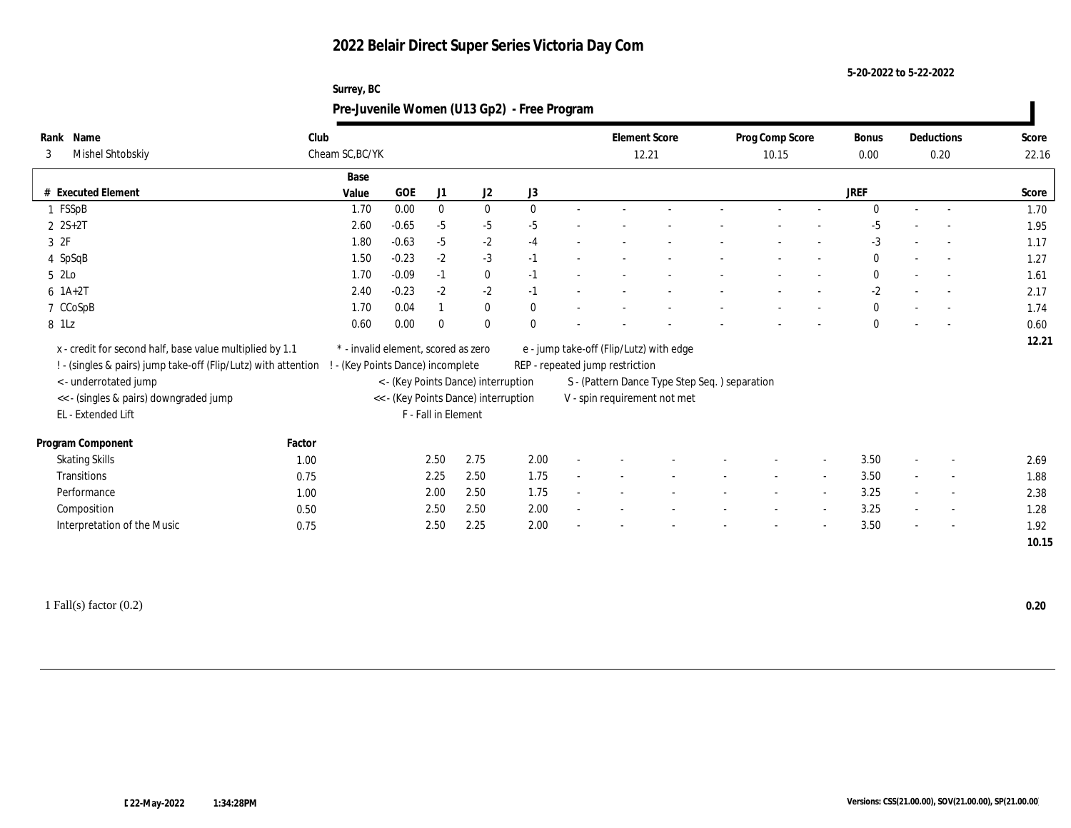# 2022 Belair Direct Super Series Victoria Day Com

5-20-2022 to 5-22-2022

Surrey, BC

## Pre-Juvenile Women (U13 Gp2) - Free Program

| Rank | Name | Club | Element Score | Prog Comp Score | Bonus | Deductions | Score |
|---|---|---|---|---|---|---|---|
| 3 | Mishel Shtobskiy | Cheam SC,BC/YK | 12.21 | 10.15 | 0.00 | 0.20 | 22.16 |

| # | Executed Element | Base Value | GOE | J1 | J2 | J3 | JREF | Score |
|---|---|---|---|---|---|---|---|---|
| 1 | FSSpB | 1.70 | 0.00 | 0 | 0 | 0 | 0 | 1.70 |
| 2 | 2S+2T | 2.60 | -0.65 | -5 | -5 | -5 | -5 | 1.95 |
| 3 | 2F | 1.80 | -0.63 | -5 | -2 | -4 | -3 | 1.17 |
| 4 | SpSqB | 1.50 | -0.23 | -2 | -3 | -1 | 0 | 1.27 |
| 5 | 2Lo | 1.70 | -0.09 | -1 | 0 | -1 | 0 | 1.61 |
| 6 | 1A+2T | 2.40 | -0.23 | -2 | -2 | -1 | -2 | 2.17 |
| 7 | CCoSpB | 1.70 | 0.04 | 1 | 0 | 0 | 0 | 1.74 |
| 8 | 1Lz | 0.60 | 0.00 | 0 | 0 | 0 | 0 | 0.60 |
| | | | | | | | | 12.21 |

x - credit for second half, base value multiplied by 1.1
! - (singles & pairs) jump take-off (Flip/Lutz) with attention
< - underrotated jump
<< - (singles & pairs) downgraded jump
EL - Extended Lift
\* - invalid element, scored as zero
! - (Key Points Dance) incomplete
< - (Key Points Dance) interruption
<< - (Key Points Dance) interruption
F - Fall in Element
e - jump take-off (Flip/Lutz) with edge
REP - repeated jump restriction
S - (Pattern Dance Type Step Seq. ) separation
V - spin requirement not met

| Program Component | Factor | J1 | J2 | J3 | JREF | Score |
|---|---|---|---|---|---|---|
| Skating Skills | 1.00 | 2.50 | 2.75 | 2.00 | 3.50 | 2.69 |
| Transitions | 0.75 | 2.25 | 2.50 | 1.75 | 3.50 | 1.88 |
| Performance | 1.00 | 2.00 | 2.50 | 1.75 | 3.25 | 2.38 |
| Composition | 0.50 | 2.50 | 2.50 | 2.00 | 3.25 | 1.28 |
| Interpretation of the Music | 0.75 | 2.50 | 2.25 | 2.00 | 3.50 | 1.92 |
| | | | | | | 10.15 |

1 Fall(s) factor (0.2) **0.20**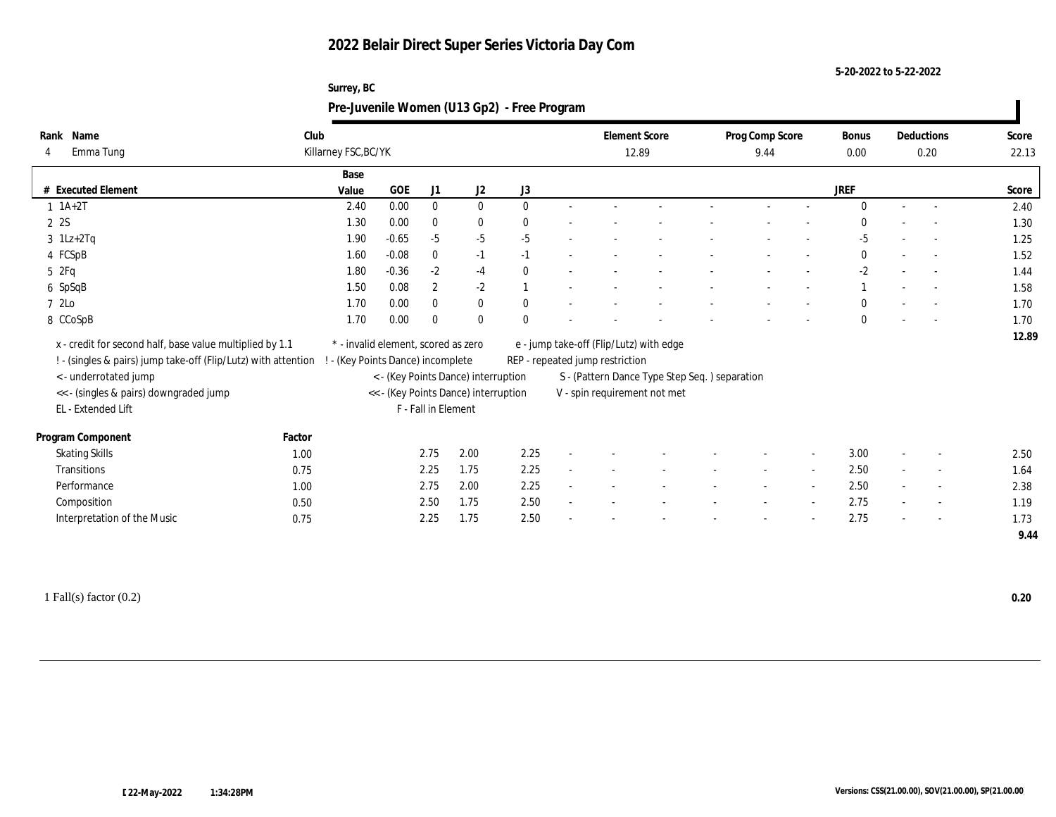# 2022 Belair Direct Super Series Victoria Day Com

5-20-2022 to 5-22-2022

Surrey, BC

## Pre-Juvenile Women (U13 Gp2) - Free Program

| Rank | Name | Club | Element Score | Prog Comp Score | Bonus | Deductions | Score |
|---|---|---|---|---|---|---|---|
| 4 | Emma Tung | Killarney FSC,BC/YK | 12.89 | 9.44 | 0.00 | 0.20 | 22.13 |

| # | Executed Element | Base Value | GOE | J1 | J2 | J3 | | | | | | | | | JREF | | | Score |
|---|---|---|---|---|---|---|---|---|---|---|---|---|---|---|---|---|---|---|
| 1 | 1A+2T | 2.40 | 0.00 | 0 | 0 | 0 | - | - | - | - | - | - | - | - | 0 | - | - | 2.40 |
| 2 | 2S | 1.30 | 0.00 | 0 | 0 | 0 | - | - | - | - | - | - | - | - | 0 | - | - | 1.30 |
| 3 | 1Lz+2Tq | 1.90 | -0.65 | -5 | -5 | -5 | - | - | - | - | - | - | - | - | -5 | - | - | 1.25 |
| 4 | FCSpB | 1.60 | -0.08 | 0 | -1 | -1 | - | - | - | - | - | - | - | - | 0 | - | - | 1.52 |
| 5 | 2Fq | 1.80 | -0.36 | -2 | -4 | 0 | - | - | - | - | - | - | - | - | -2 | - | - | 1.44 |
| 6 | SpSqB | 1.50 | 0.08 | 2 | -2 | 1 | - | - | - | - | - | - | - | - | 1 | - | - | 1.58 |
| 7 | 2Lo | 1.70 | 0.00 | 0 | 0 | 0 | - | - | - | - | - | - | - | - | 0 | - | - | 1.70 |
| 8 | CCoSpB | 1.70 | 0.00 | 0 | 0 | 0 | - | - | - | - | - | - | - | - | 0 | - | - | 1.70 |
| | | | | | | | | | | | | | | | | | | 12.89 |

x - credit for second half, base value multiplied by 1.1
! - (singles & pairs) jump take-off (Flip/Lutz) with attention
< - underrotated jump
<< - (singles & pairs) downgraded jump
EL - Extended Lift

\* - invalid element, scored as zero
! - (Key Points Dance) incomplete
< - (Key Points Dance) interruption
<< - (Key Points Dance) interruption
F - Fall in Element

e - jump take-off (Flip/Lutz) with edge
REP - repeated jump restriction
S - (Pattern Dance Type Step Seq. ) separation
V - spin requirement not met

| Program Component | Factor | J1 | J2 | J3 | | | | | | | | | JREF | | | Score |
|---|---|---|---|---|---|---|---|---|---|---|---|---|---|---|---|---|
| Skating Skills | 1.00 | 2.75 | 2.00 | 2.25 | - | - | - | - | - | - | - | - | 3.00 | - | - | 2.50 |
| Transitions | 0.75 | 2.25 | 1.75 | 2.25 | - | - | - | - | - | - | - | - | 2.50 | - | - | 1.64 |
| Performance | 1.00 | 2.75 | 2.00 | 2.25 | - | - | - | - | - | - | - | - | 2.50 | - | - | 2.38 |
| Composition | 0.50 | 2.50 | 1.75 | 2.50 | - | - | - | - | - | - | - | - | 2.75 | - | - | 1.19 |
| Interpretation of the Music | 0.75 | 2.25 | 1.75 | 2.50 | - | - | - | - | - | - | - | - | 2.75 | - | - | 1.73 |
| | | | | | | | | | | | | | | | | 9.44 |

1 Fall(s) factor (0.2) **0.20**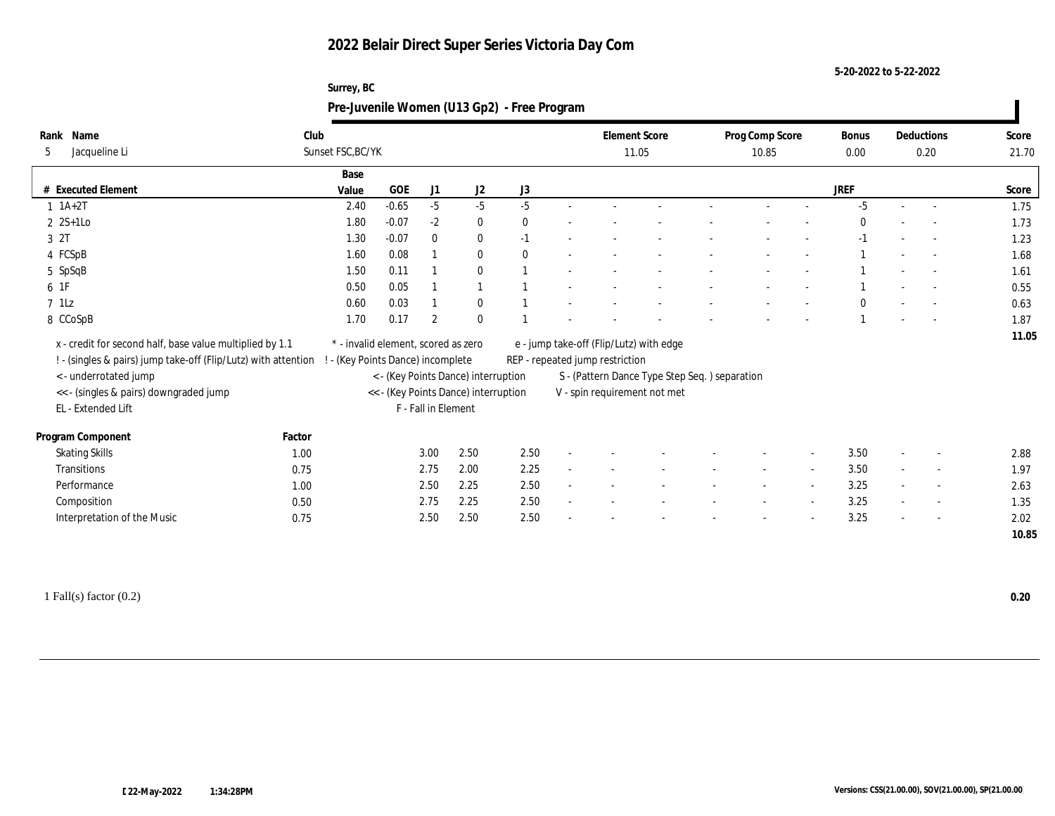# 2022 Belair Direct Super Series Victoria Day Com

5-20-2022 to 5-22-2022

Surrey, BC

## Pre-Juvenile Women (U13 Gp2) - Free Program

| Rank | Name | Club | Element Score | Prog Comp Score | Bonus | Deductions | Score |
|---|---|---|---|---|---|---|---|
| 5 | Jacqueline Li | Sunset FSC,BC/YK | 11.05 | 10.85 | 0.00 | 0.20 | 21.70 |

| # | Executed Element | Base Value | GOE | J1 | J2 | J3 | | | | | | | | | JREF | | | Score |
|---|---|---|---|---|---|---|---|---|---|---|---|---|---|---|---|---|---|---|
| 1 | 1A+2T | 2.40 | -0.65 | -5 | -5 | -5 | - | - | - | - | - | - | - | - | -5 | - | - | 1.75 |
| 2 | 2S+1Lo | 1.80 | -0.07 | -2 | 0 | 0 | - | - | - | - | - | - | - | - | 0 | - | - | 1.73 |
| 3 | 2T | 1.30 | -0.07 | 0 | 0 | -1 | - | - | - | - | - | - | - | - | -1 | - | - | 1.23 |
| 4 | FCSpB | 1.60 | 0.08 | 1 | 0 | 0 | - | - | - | - | - | - | - | - | 1 | - | - | 1.68 |
| 5 | SpSqB | 1.50 | 0.11 | 1 | 0 | 1 | - | - | - | - | - | - | - | - | 1 | - | - | 1.61 |
| 6 | 1F | 0.50 | 0.05 | 1 | 1 | 1 | - | - | - | - | - | - | - | - | 1 | - | - | 0.55 |
| 7 | 1Lz | 0.60 | 0.03 | 1 | 0 | 1 | - | - | - | - | - | - | - | - | 0 | - | - | 0.63 |
| 8 | CCoSpB | 1.70 | 0.17 | 2 | 0 | 1 | - | - | - | - | - | - | - | - | 1 | - | - | 1.87 |
| | | | | | | | | | | | | | | | | | | 11.05 |

x - credit for second half, base value multiplied by 1.1
! - (singles & pairs) jump take-off (Flip/Lutz) with attention
< - underrotated jump
<< - (singles & pairs) downgraded jump
EL - Extended Lift
* - invalid element, scored as zero
! - (Key Points Dance) incomplete
< - (Key Points Dance) interruption
<< - (Key Points Dance) interruption
F - Fall in Element
e - jump take-off (Flip/Lutz) with edge
REP - repeated jump restriction
S - (Pattern Dance Type Step Seq. ) separation
V - spin requirement not met

| Program Component | Factor | J1 | J2 | J3 | | | | | | | | | JREF | | | Score |
|---|---|---|---|---|---|---|---|---|---|---|---|---|---|---|---|---|
| Skating Skills | 1.00 | 3.00 | 2.50 | 2.50 | - | - | - | - | - | - | - | - | 3.50 | - | - | 2.88 |
| Transitions | 0.75 | 2.75 | 2.00 | 2.25 | - | - | - | - | - | - | - | - | 3.50 | - | - | 1.97 |
| Performance | 1.00 | 2.50 | 2.25 | 2.50 | - | - | - | - | - | - | - | - | 3.25 | - | - | 2.63 |
| Composition | 0.50 | 2.75 | 2.25 | 2.50 | - | - | - | - | - | - | - | - | 3.25 | - | - | 1.35 |
| Interpretation of the Music | 0.75 | 2.50 | 2.50 | 2.50 | - | - | - | - | - | - | - | - | 3.25 | - | - | 2.02 |
| | | | | | | | | | | | | | | | | 10.85 |

1 Fall(s) factor (0.2) **0.20**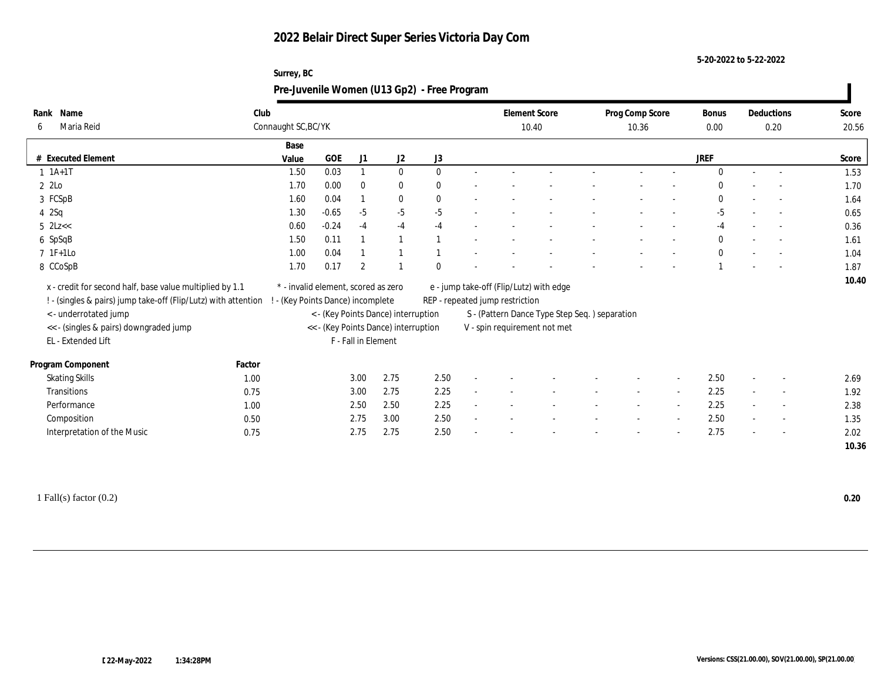# 2022 Belair Direct Super Series Victoria Day Com

5-20-2022 to 5-22-2022

Surrey, BC

## Pre-Juvenile Women (U13 Gp2) - Free Program

| Rank | Name | Club | Element Score | Prog Comp Score | Bonus | Deductions | Score |
|---|---|---|---|---|---|---|---|
| 6 | Maria Reid | Connaught SC,BC/YK | 10.40 | 10.36 | 0.00 | 0.20 | 20.56 |

| # | Executed Element | Base Value | GOE | J1 | J2 | J3 | | | | | | | | JREF | | | Score |
|---|---|---|---|---|---|---|---|---|---|---|---|---|---|---|---|---|---|
| 1 | 1A+1T | 1.50 | 0.03 | 1 | 0 | 0 | - | - | - | - | - | - | - | 0 | - | - | 1.53 |
| 2 | 2Lo | 1.70 | 0.00 | 0 | 0 | 0 | - | - | - | - | - | - | - | 0 | - | - | 1.70 |
| 3 | FCSpB | 1.60 | 0.04 | 1 | 0 | 0 | - | - | - | - | - | - | - | 0 | - | - | 1.64 |
| 4 | 2Sq | 1.30 | -0.65 | -5 | -5 | -5 | - | - | - | - | - | - | - | -5 | - | - | 0.65 |
| 5 | 2Lz<< | 0.60 | -0.24 | -4 | -4 | -4 | - | - | - | - | - | - | - | -4 | - | - | 0.36 |
| 6 | SpSqB | 1.50 | 0.11 | 1 | 1 | 1 | - | - | - | - | - | - | - | 0 | - | - | 1.61 |
| 7 | 1F+1Lo | 1.00 | 0.04 | 1 | 1 | 1 | - | - | - | - | - | - | - | 0 | - | - | 1.04 |
| 8 | CCoSpB | 1.70 | 0.17 | 2 | 1 | 0 | - | - | - | - | - | - | - | 1 | - | - | 1.87 |
| | | | | | | | | | | | | | | | | | 10.40 |

x - credit for second half, base value multiplied by 1.1
! - (singles & pairs) jump take-off (Flip/Lutz) with attention
< - underrotated jump
<< - (singles & pairs) downgraded jump
EL - Extended Lift
* - invalid element, scored as zero
! - (Key Points Dance) incomplete
< - (Key Points Dance) interruption
<< - (Key Points Dance) interruption
F - Fall in Element
e - jump take-off (Flip/Lutz) with edge
REP - repeated jump restriction
S - (Pattern Dance Type Step Seq. ) separation
V - spin requirement not met

| Program Component | Factor | J1 | J2 | J3 | | | | | | | | JREF | | | Score |
|---|---|---|---|---|---|---|---|---|---|---|---|---|---|---|---|
| Skating Skills | 1.00 | 3.00 | 2.75 | 2.50 | - | - | - | - | - | - | - | 2.50 | - | - | 2.69 |
| Transitions | 0.75 | 3.00 | 2.75 | 2.25 | - | - | - | - | - | - | - | 2.25 | - | - | 1.92 |
| Performance | 1.00 | 2.50 | 2.50 | 2.25 | - | - | - | - | - | - | - | 2.25 | - | - | 2.38 |
| Composition | 0.50 | 2.75 | 3.00 | 2.50 | - | - | - | - | - | - | - | 2.50 | - | - | 1.35 |
| Interpretation of the Music | 0.75 | 2.75 | 2.75 | 2.50 | - | - | - | - | - | - | - | 2.75 | - | - | 2.02 |
| | | | | | | | | | | | | | | | 10.36 |

1 Fall(s) factor (0.2) **0.20**

22-May-2022 1:34:28PM

Versions: CSS(21.00.00), SOV(21.00.00), SP(21.00.00)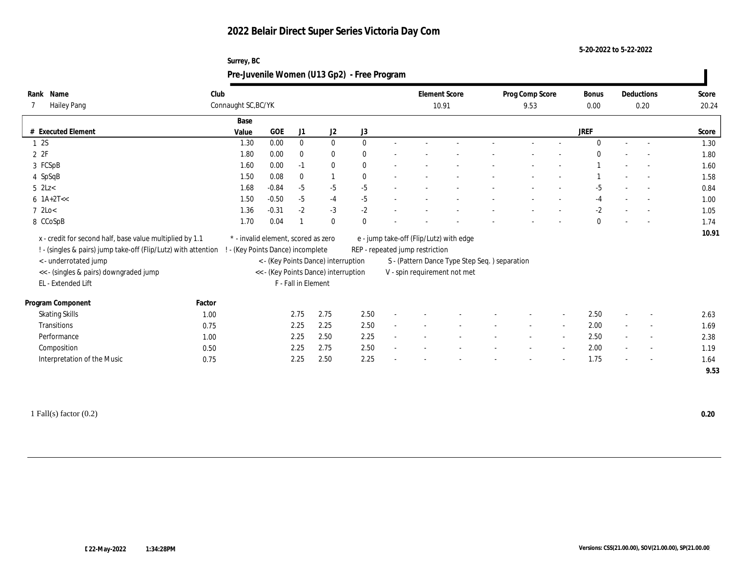# 2022 Belair Direct Super Series Victoria Day Com

5-20-2022 to 5-22-2022

Surrey, BC

## Pre-Juvenile Women (U13 Gp2) - Free Program

| Rank | Name | Club | Element Score | Prog Comp Score | Bonus | Deductions | Score |
|---|---|---|---|---|---|---|---|
| 7 | Hailey Pang | Connaught SC,BC/YK | 10.91 | 9.53 | 0.00 | 0.20 | 20.24 |

| # | Executed Element | Base Value | GOE | J1 | J2 | J3 | | | | | | | | | JREF | | | Score |
|---|---|---|---|---|---|---|---|---|---|---|---|---|---|---|---|---|---|---|
| 1 | 2S | 1.30 | 0.00 | 0 | 0 | 0 | - | - | - | - | - | - | - | - | 0 | - | - | 1.30 |
| 2 | 2F | 1.80 | 0.00 | 0 | 0 | 0 | - | - | - | - | - | - | - | - | 0 | - | - | 1.80 |
| 3 | FCSpB | 1.60 | 0.00 | -1 | 0 | 0 | - | - | - | - | - | - | - | - | 1 | - | - | 1.60 |
| 4 | SpSqB | 1.50 | 0.08 | 0 | 1 | 0 | - | - | - | - | - | - | - | - | 1 | - | - | 1.58 |
| 5 | 2Lz< | 1.68 | -0.84 | -5 | -5 | -5 | - | - | - | - | - | - | - | - | -5 | - | - | 0.84 |
| 6 | 1A+2T<< | 1.50 | -0.50 | -5 | -4 | -5 | - | - | - | - | - | - | - | - | -4 | - | - | 1.00 |
| 7 | 2Lo< | 1.36 | -0.31 | -2 | -3 | -2 | - | - | - | - | - | - | - | - | -2 | - | - | 1.05 |
| 8 | CCoSpB | 1.70 | 0.04 | 1 | 0 | 0 | - | - | - | - | - | - | - | - | 0 | - | - | 1.74 |
| | | | | | | | | | | | | | | | | | | 10.91 |

x - credit for second half, base value multiplied by 1.1
! - (singles & pairs) jump take-off (Flip/Lutz) with attention
< - underrotated jump
<< - (singles & pairs) downgraded jump
EL - Extended Lift
* - invalid element, scored as zero
! - (Key Points Dance) incomplete
< - (Key Points Dance) interruption
<< - (Key Points Dance) interruption
F - Fall in Element
e - jump take-off (Flip/Lutz) with edge
REP - repeated jump restriction
S - (Pattern Dance Type Step Seq. ) separation
V - spin requirement not met

| Program Component | Factor | J1 | J2 | J3 | | | | | | | | | JREF | | | Score |
|---|---|---|---|---|---|---|---|---|---|---|---|---|---|---|---|---|
| Skating Skills | 1.00 | 2.75 | 2.75 | 2.50 | - | - | - | - | - | - | - | - | 2.50 | - | - | 2.63 |
| Transitions | 0.75 | 2.25 | 2.25 | 2.50 | - | - | - | - | - | - | - | - | 2.00 | - | - | 1.69 |
| Performance | 1.00 | 2.25 | 2.50 | 2.25 | - | - | - | - | - | - | - | - | 2.50 | - | - | 2.38 |
| Composition | 0.50 | 2.25 | 2.75 | 2.50 | - | - | - | - | - | - | - | - | 2.00 | - | - | 1.19 |
| Interpretation of the Music | 0.75 | 2.25 | 2.50 | 2.25 | - | - | - | - | - | - | - | - | 1.75 | - | - | 1.64 |
| | | | | | | | | | | | | | | | | 9.53 |

1 Fall(s) factor (0.2) **0.20**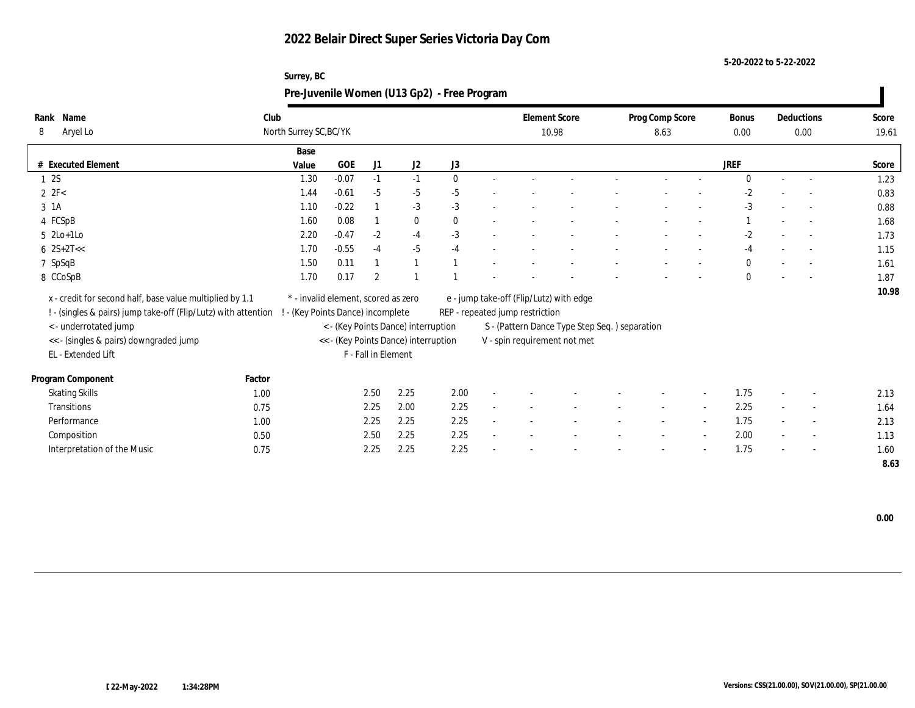# 2022 Belair Direct Super Series Victoria Day Com

5-20-2022 to 5-22-2022

Surrey, BC

## Pre-Juvenile Women (U13 Gp2) - Free Program

| Rank | Name | Club | Element Score | Prog Comp Score | Bonus | Deductions | Score |
|---|---|---|---|---|---|---|---|
| 8 | Aryel Lo | North Surrey SC,BC/YK | 10.98 | 8.63 | 0.00 | 0.00 | 19.61 |

| # | Executed Element | Base Value | GOE | J1 | J2 | J3 | | | | | | | | JREF | | | Score |
|---|---|---|---|---|---|---|---|---|---|---|---|---|---|---|---|---|---|
| 1 | 2S | 1.30 | -0.07 | -1 | -1 | 0 | - | - | - | - | - | - | - | 0 | - | - | 1.23 |
| 2 | 2F< | 1.44 | -0.61 | -5 | -5 | -5 | - | - | - | - | - | - | - | -2 | - | - | 0.83 |
| 3 | 1A | 1.10 | -0.22 | 1 | -3 | -3 | - | - | - | - | - | - | - | -3 | - | - | 0.88 |
| 4 | FCSpB | 1.60 | 0.08 | 1 | 0 | 0 | - | - | - | - | - | - | - | 1 | - | - | 1.68 |
| 5 | 2Lo+1Lo | 2.20 | -0.47 | -2 | -4 | -3 | - | - | - | - | - | - | - | -2 | - | - | 1.73 |
| 6 | 2S+2T<< | 1.70 | -0.55 | -4 | -5 | -4 | - | - | - | - | - | - | - | -4 | - | - | 1.15 |
| 7 | SpSqB | 1.50 | 0.11 | 1 | 1 | 1 | - | - | - | - | - | - | - | 0 | - | - | 1.61 |
| 8 | CCoSpB | 1.70 | 0.17 | 2 | 1 | 1 | - | - | - | - | - | - | - | 0 | - | - | 1.87 |
| | | | | | | | | | | | | | | | | | 10.98 |

x - credit for second half, base value multiplied by 1.1
! - (singles & pairs) jump take-off (Flip/Lutz) with attention
< - underrotated jump
<< - (singles & pairs) downgraded jump
EL - Extended Lift
* - invalid element, scored as zero
! - (Key Points Dance) incomplete
< - (Key Points Dance) interruption
<< - (Key Points Dance) interruption
F - Fall in Element
e - jump take-off (Flip/Lutz) with edge
REP - repeated jump restriction
S - (Pattern Dance Type Step Seq. ) separation
V - spin requirement not met

| Program Component | Factor | J1 | J2 | J3 | | | | | | | | JREF | | | Score |
|---|---|---|---|---|---|---|---|---|---|---|---|---|---|---|---|
| Skating Skills | 1.00 | 2.50 | 2.25 | 2.00 | - | - | - | - | - | - | - | 1.75 | - | - | 2.13 |
| Transitions | 0.75 | 2.25 | 2.00 | 2.25 | - | - | - | - | - | - | - | 2.25 | - | - | 1.64 |
| Performance | 1.00 | 2.25 | 2.25 | 2.25 | - | - | - | - | - | - | - | 1.75 | - | - | 2.13 |
| Composition | 0.50 | 2.50 | 2.25 | 2.25 | - | - | - | - | - | - | - | 2.00 | - | - | 1.13 |
| Interpretation of the Music | 0.75 | 2.25 | 2.25 | 2.25 | - | - | - | - | - | - | - | 1.75 | - | - | 1.60 |
| | | | | | | | | | | | | | | | 8.63 |

0.00

22-May-2022 1:34:28PM

Versions: CSS(21.00.00), SOV(21.00.00), SP(21.00.00)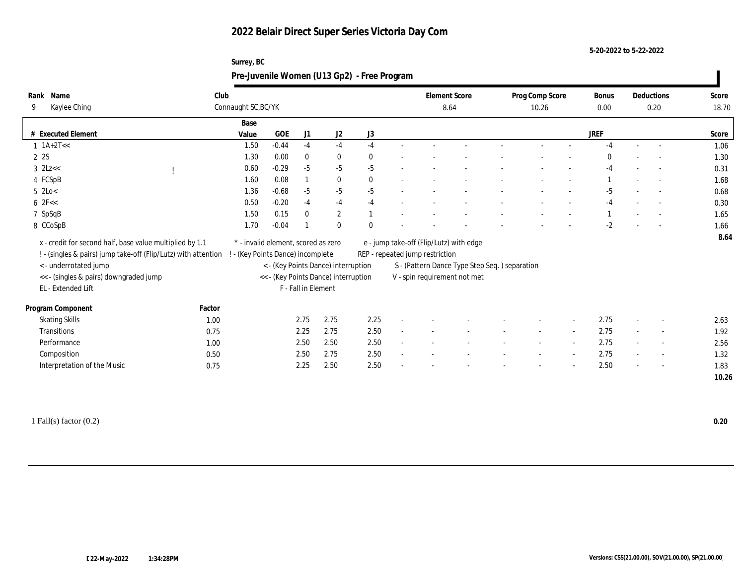# 2022 Belair Direct Super Series Victoria Day Com

5-20-2022 to 5-22-2022

Surrey, BC

## Pre-Juvenile Women (U13 Gp2) - Free Program

| Rank | Name | Club | Element Score | Prog Comp Score | Bonus | Deductions | Score |
|---|---|---|---|---|---|---|---|
| 9 | Kaylee Ching | Connaught SC,BC/YK | 8.64 | 10.26 | 0.00 | 0.20 | 18.70 |

| # | Executed Element | | Base Value | GOE | J1 | J2 | J3 | | | | | | | | | JREF | | | Score |
|---|---|---|---|---|---|---|---|---|---|---|---|---|---|---|---|---|---|---|---|
| 1 | 1A+2T<< | | 1.50 | -0.44 | -4 | -4 | -4 | - | - | - | - | - | - | - | - | -4 | - | - | 1.06 |
| 2 | 2S | | 1.30 | 0.00 | 0 | 0 | 0 | - | - | - | - | - | - | - | - | 0 | - | - | 1.30 |
| 3 | 2Lz<< | ! | 0.60 | -0.29 | -5 | -5 | -5 | - | - | - | - | - | - | - | - | -4 | - | - | 0.31 |
| 4 | FCSpB | | 1.60 | 0.08 | 1 | 0 | 0 | - | - | - | - | - | - | - | - | 1 | - | - | 1.68 |
| 5 | 2Lo< | | 1.36 | -0.68 | -5 | -5 | -5 | - | - | - | - | - | - | - | - | -5 | - | - | 0.68 |
| 6 | 2F<< | | 0.50 | -0.20 | -4 | -4 | -4 | - | - | - | - | - | - | - | - | -4 | - | - | 0.30 |
| 7 | SpSqB | | 1.50 | 0.15 | 0 | 2 | 1 | - | - | - | - | - | - | - | - | 1 | - | - | 1.65 |
| 8 | CCoSpB | | 1.70 | -0.04 | 1 | 0 | 0 | - | - | - | - | - | - | - | - | -2 | - | - | 1.66 |
| | | | | | | | | | | | | | | | | | | | 8.64 |

x - credit for second half, base value multiplied by 1.1
! - (singles & pairs) jump take-off (Flip/Lutz) with attention
< - underrotated jump
<< - (singles & pairs) downgraded jump
EL - Extended Lift

\* - invalid element, scored as zero
! - (Key Points Dance) incomplete
< - (Key Points Dance) interruption
<< - (Key Points Dance) interruption
F - Fall in Element

e - jump take-off (Flip/Lutz) with edge
REP - repeated jump restriction
S - (Pattern Dance Type Step Seq. ) separation
V - spin requirement not met

| Program Component | Factor | J1 | J2 | J3 | | | | | | | | | JREF | | | Score |
|---|---|---|---|---|---|---|---|---|---|---|---|---|---|---|---|---|
| Skating Skills | 1.00 | 2.75 | 2.75 | 2.25 | - | - | - | - | - | - | - | - | 2.75 | - | - | 2.63 |
| Transitions | 0.75 | 2.25 | 2.75 | 2.50 | - | - | - | - | - | - | - | - | 2.75 | - | - | 1.92 |
| Performance | 1.00 | 2.50 | 2.50 | 2.50 | - | - | - | - | - | - | - | - | 2.75 | - | - | 2.56 |
| Composition | 0.50 | 2.50 | 2.75 | 2.50 | - | - | - | - | - | - | - | - | 2.75 | - | - | 1.32 |
| Interpretation of the Music | 0.75 | 2.25 | 2.50 | 2.50 | - | - | - | - | - | - | - | - | 2.50 | - | - | 1.83 |
| | | | | | | | | | | | | | | | | 10.26 |

1 Fall(s) factor (0.2) **0.20**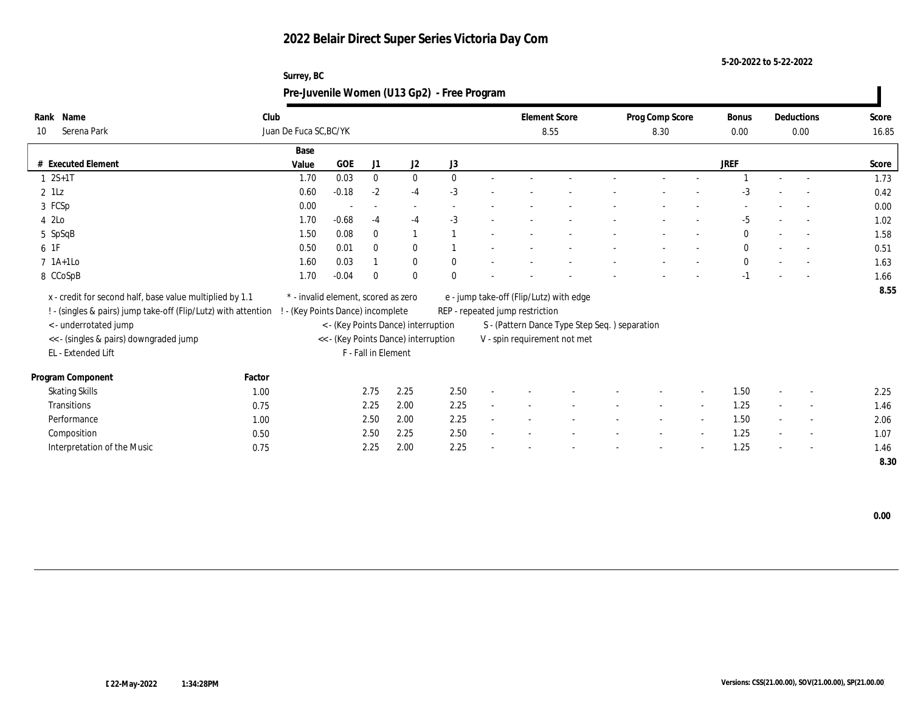# 2022 Belair Direct Super Series Victoria Day Com

5-20-2022 to 5-22-2022

Surrey, BC

## Pre-Juvenile Women (U13 Gp2) - Free Program

| Rank | Name | Club | Element Score | Prog Comp Score | Bonus | Deductions | Score |
|---|---|---|---|---|---|---|---|
| 10 | Serena Park | Juan De Fuca SC,BC/YK | 8.55 | 8.30 | 0.00 | 0.00 | 16.85 |

| # | Executed Element | Base Value | GOE | J1 | J2 | J3 | | | | | | | | | JREF | | | Score |
|---|---|---|---|---|---|---|---|---|---|---|---|---|---|---|---|---|---|---|
| 1 | 2S+1T | 1.70 | 0.03 | 0 | 0 | 0 | - | - | - | - | - | - | - | - | 1 | - | - | 1.73 |
| 2 | 1Lz | 0.60 | -0.18 | -2 | -4 | -3 | - | - | - | - | - | - | - | - | -3 | - | - | 0.42 |
| 3 | FCSp | 0.00 | - | - | - | - | - | - | - | - | - | - | - | - | - | - | - | 0.00 |
| 4 | 2Lo | 1.70 | -0.68 | -4 | -4 | -3 | - | - | - | - | - | - | - | - | -5 | - | - | 1.02 |
| 5 | SpSqB | 1.50 | 0.08 | 0 | 1 | 1 | - | - | - | - | - | - | - | - | 0 | - | - | 1.58 |
| 6 | 1F | 0.50 | 0.01 | 0 | 0 | 1 | - | - | - | - | - | - | - | - | 0 | - | - | 0.51 |
| 7 | 1A+1Lo | 1.60 | 0.03 | 1 | 0 | 0 | - | - | - | - | - | - | - | - | 0 | - | - | 1.63 |
| 8 | CCoSpB | 1.70 | -0.04 | 0 | 0 | 0 | - | - | - | - | - | - | - | - | -1 | - | - | 1.66 |
| | | | | | | | | | | | | | | | | | | 8.55 |

x - credit for second half, base value multiplied by 1.1
! - (singles & pairs) jump take-off (Flip/Lutz) with attention
< - underrotated jump
<< - (singles & pairs) downgraded jump
EL - Extended Lift
\* - invalid element, scored as zero
! - (Key Points Dance) incomplete
< - (Key Points Dance) interruption
<< - (Key Points Dance) interruption
F - Fall in Element
e - jump take-off (Flip/Lutz) with edge
REP - repeated jump restriction
S - (Pattern Dance Type Step Seq. ) separation
V - spin requirement not met

| Program Component | Factor | J1 | J2 | J3 | | | | | | | | | JREF | | | Score |
|---|---|---|---|---|---|---|---|---|---|---|---|---|---|---|---|---|
| Skating Skills | 1.00 | 2.75 | 2.25 | 2.50 | - | - | - | - | - | - | - | - | 1.50 | - | - | 2.25 |
| Transitions | 0.75 | 2.25 | 2.00 | 2.25 | - | - | - | - | - | - | - | - | 1.25 | - | - | 1.46 |
| Performance | 1.00 | 2.50 | 2.00 | 2.25 | - | - | - | - | - | - | - | - | 1.50 | - | - | 2.06 |
| Composition | 0.50 | 2.50 | 2.25 | 2.50 | - | - | - | - | - | - | - | - | 1.25 | - | - | 1.07 |
| Interpretation of the Music | 0.75 | 2.25 | 2.00 | 2.25 | - | - | - | - | - | - | - | - | 1.25 | - | - | 1.46 |
| | | | | | | | | | | | | | | | | 8.30 |

0.00

22-May-2022 1:34:28PM

Versions: CSS(21.00.00), SOV(21.00.00), SP(21.00.00)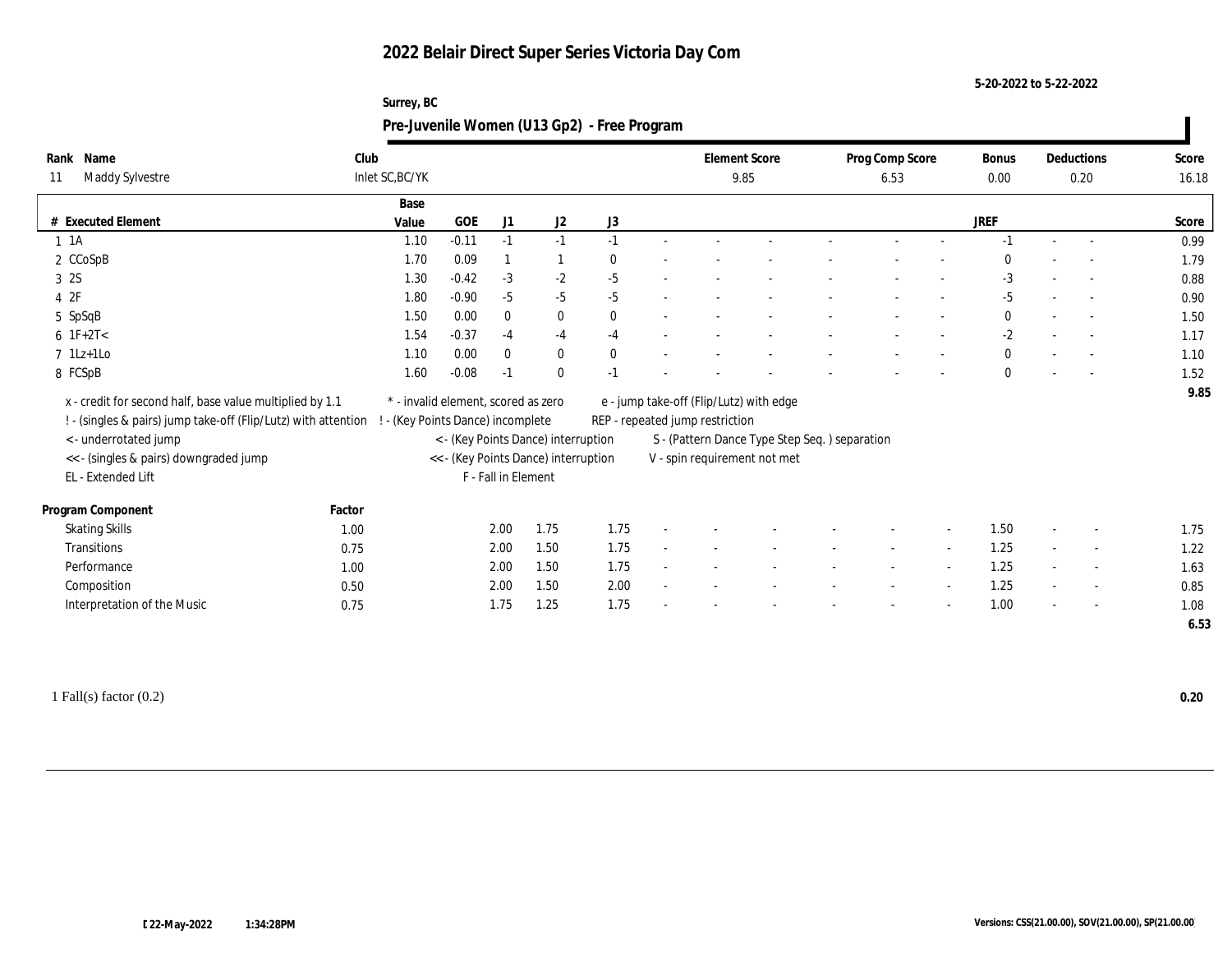# 2022 Belair Direct Super Series Victoria Day Com

5-20-2022 to 5-22-2022

Surrey, BC

## Pre-Juvenile Women (U13 Gp2) - Free Program

| Rank | Name | Club | Element Score | Prog Comp Score | Bonus | Deductions | Score |
|---|---|---|---|---|---|---|---|
| 11 | Maddy Sylvestre | Inlet SC,BC/YK | 9.85 | 6.53 | 0.00 | 0.20 | 16.18 |

| # | Executed Element | Base Value | GOE | J1 | J2 | J3 | | | | | | | | JREF | | | Score |
|---|---|---|---|---|---|---|---|---|---|---|---|---|---|---|---|---|---|
| 1 | 1A | 1.10 | -0.11 | -1 | -1 | -1 | - | - | - | - | - | - | - | -1 | - | - | 0.99 |
| 2 | CCoSpB | 1.70 | 0.09 | 1 | 1 | 0 | - | - | - | - | - | - | - | 0 | - | - | 1.79 |
| 3 | 2S | 1.30 | -0.42 | -3 | -2 | -5 | - | - | - | - | - | - | - | -3 | - | - | 0.88 |
| 4 | 2F | 1.80 | -0.90 | -5 | -5 | -5 | - | - | - | - | - | - | - | -5 | - | - | 0.90 |
| 5 | SpSqB | 1.50 | 0.00 | 0 | 0 | 0 | - | - | - | - | - | - | - | 0 | - | - | 1.50 |
| 6 | 1F+2T< | 1.54 | -0.37 | -4 | -4 | -4 | - | - | - | - | - | - | - | -2 | - | - | 1.17 |
| 7 | 1Lz+1Lo | 1.10 | 0.00 | 0 | 0 | 0 | - | - | - | - | - | - | - | 0 | - | - | 1.10 |
| 8 | FCSpB | 1.60 | -0.08 | -1 | 0 | -1 | - | - | - | - | - | - | - | 0 | - | - | 1.52 |
| | | | | | | | | | | | | | | | | | 9.85 |

x - credit for second half, base value multiplied by 1.1
! - (singles & pairs) jump take-off (Flip/Lutz) with attention
< - underrotated jump
<< - (singles & pairs) downgraded jump
EL - Extended Lift
* - invalid element, scored as zero
! - (Key Points Dance) incomplete
< - (Key Points Dance) interruption
<< - (Key Points Dance) interruption
F - Fall in Element
e - jump take-off (Flip/Lutz) with edge
REP - repeated jump restriction
S - (Pattern Dance Type Step Seq. ) separation
V - spin requirement not met

| Program Component | Factor | J1 | J2 | J3 | | | | | | | | JREF | | | Score |
|---|---|---|---|---|---|---|---|---|---|---|---|---|---|---|---|
| Skating Skills | 1.00 | 2.00 | 1.75 | 1.75 | - | - | - | - | - | - | - | 1.50 | - | - | 1.75 |
| Transitions | 0.75 | 2.00 | 1.50 | 1.75 | - | - | - | - | - | - | - | 1.25 | - | - | 1.22 |
| Performance | 1.00 | 2.00 | 1.50 | 1.75 | - | - | - | - | - | - | - | 1.25 | - | - | 1.63 |
| Composition | 0.50 | 2.00 | 1.50 | 2.00 | - | - | - | - | - | - | - | 1.25 | - | - | 0.85 |
| Interpretation of the Music | 0.75 | 1.75 | 1.25 | 1.75 | - | - | - | - | - | - | - | 1.00 | - | - | 1.08 |
| | | | | | | | | | | | | | | | 6.53 |

1 Fall(s) factor (0.2) **0.20**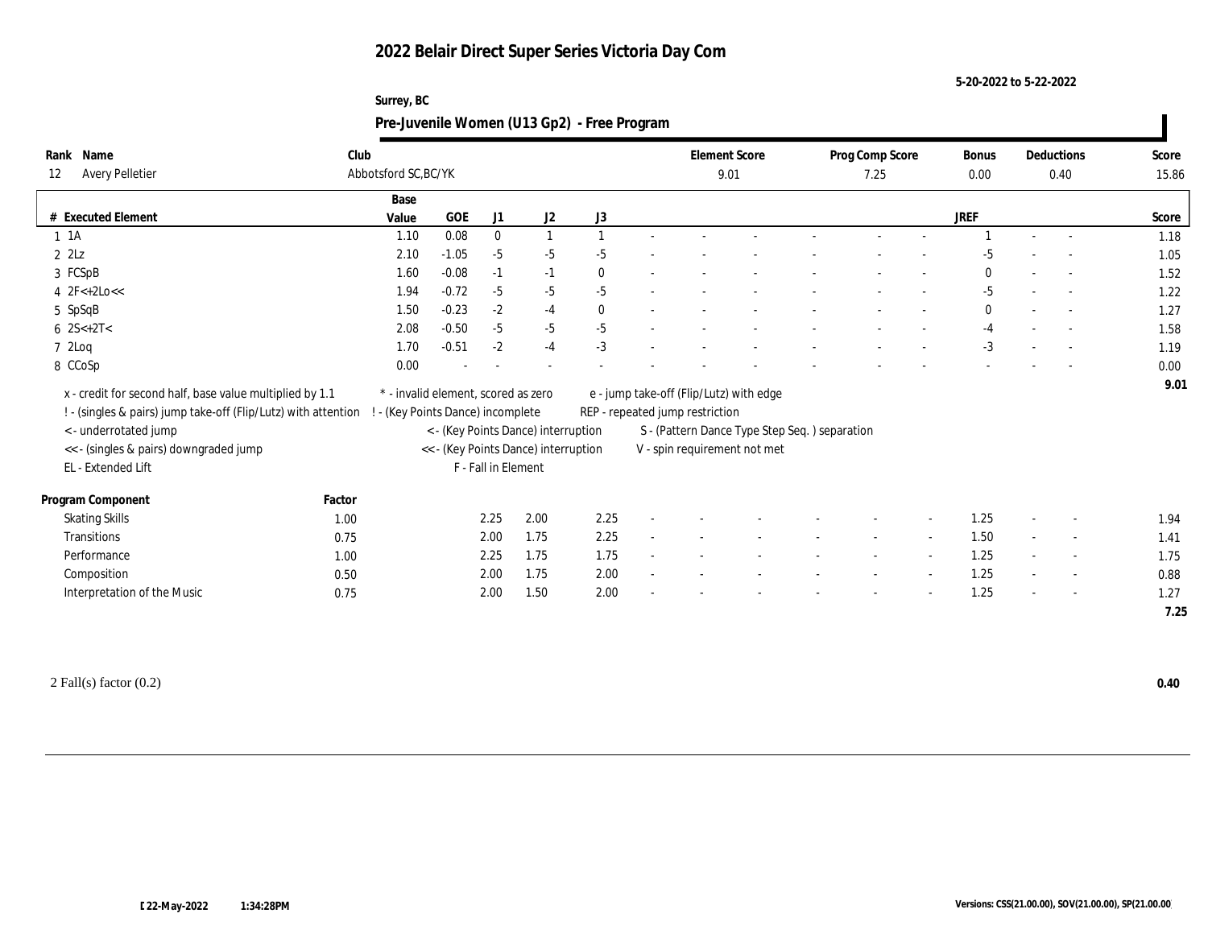# 2022 Belair Direct Super Series Victoria Day Com

5-20-2022 to 5-22-2022

Surrey, BC

## Pre-Juvenile Women (U13 Gp2) - Free Program

| Rank | Name | Club | Element Score | Prog Comp Score | Bonus | Deductions | Score |
|---|---|---|---|---|---|---|---|
| 12 | Avery Pelletier | Abbotsford SC,BC/YK | 9.01 | 7.25 | 0.00 | 0.40 | 15.86 |

| # | Executed Element | Base Value | GOE | J1 | J2 | J3 | | | | | | | | | JREF | | | Score |
|---|---|---|---|---|---|---|---|---|---|---|---|---|---|---|---|---|---|---|
| 1 | 1A | 1.10 | 0.08 | 0 | 1 | 1 | - | - | - | - | - | - | - | - | 1 | - | - | 1.18 |
| 2 | 2Lz | 2.10 | -1.05 | -5 | -5 | -5 | - | - | - | - | - | - | - | - | -5 | - | - | 1.05 |
| 3 | FCSpB | 1.60 | -0.08 | -1 | -1 | 0 | - | - | - | - | - | - | - | - | 0 | - | - | 1.52 |
| 4 | 2F<+2Lo<< | 1.94 | -0.72 | -5 | -5 | -5 | - | - | - | - | - | - | - | - | -5 | - | - | 1.22 |
| 5 | SpSqB | 1.50 | -0.23 | -2 | -4 | 0 | - | - | - | - | - | - | - | - | 0 | - | - | 1.27 |
| 6 | 2S<+2T< | 2.08 | -0.50 | -5 | -5 | -5 | - | - | - | - | - | - | - | - | -4 | - | - | 1.58 |
| 7 | 2Loq | 1.70 | -0.51 | -2 | -4 | -3 | - | - | - | - | - | - | - | - | -3 | - | - | 1.19 |
| 8 | CCoSp | 0.00 | - | - | - | - | - | - | - | - | - | - | - | - | - | - | - | 0.00 |
| | | | | | | | | | | | | | | | | | | 9.01 |

x - credit for second half, base value multiplied by 1.1
! - (singles & pairs) jump take-off (Flip/Lutz) with attention
< - underrotated jump
<< - (singles & pairs) downgraded jump
EL - Extended Lift
* - invalid element, scored as zero
! - (Key Points Dance) incomplete
< - (Key Points Dance) interruption
<< - (Key Points Dance) interruption
F - Fall in Element
e - jump take-off (Flip/Lutz) with edge
REP - repeated jump restriction
S - (Pattern Dance Type Step Seq. ) separation
V - spin requirement not met

| Program Component | Factor | J1 | J2 | J3 | | | | | | | | | JREF | | | Score |
|---|---|---|---|---|---|---|---|---|---|---|---|---|---|---|---|---|
| Skating Skills | 1.00 | 2.25 | 2.00 | 2.25 | - | - | - | - | - | - | - | - | 1.25 | - | - | 1.94 |
| Transitions | 0.75 | 2.00 | 1.75 | 2.25 | - | - | - | - | - | - | - | - | 1.50 | - | - | 1.41 |
| Performance | 1.00 | 2.25 | 1.75 | 1.75 | - | - | - | - | - | - | - | - | 1.25 | - | - | 1.75 |
| Composition | 0.50 | 2.00 | 1.75 | 2.00 | - | - | - | - | - | - | - | - | 1.25 | - | - | 0.88 |
| Interpretation of the Music | 0.75 | 2.00 | 1.50 | 2.00 | - | - | - | - | - | - | - | - | 1.25 | - | - | 1.27 |
| | | | | | | | | | | | | | | | | 7.25 |

2 Fall(s) factor (0.2) **0.40**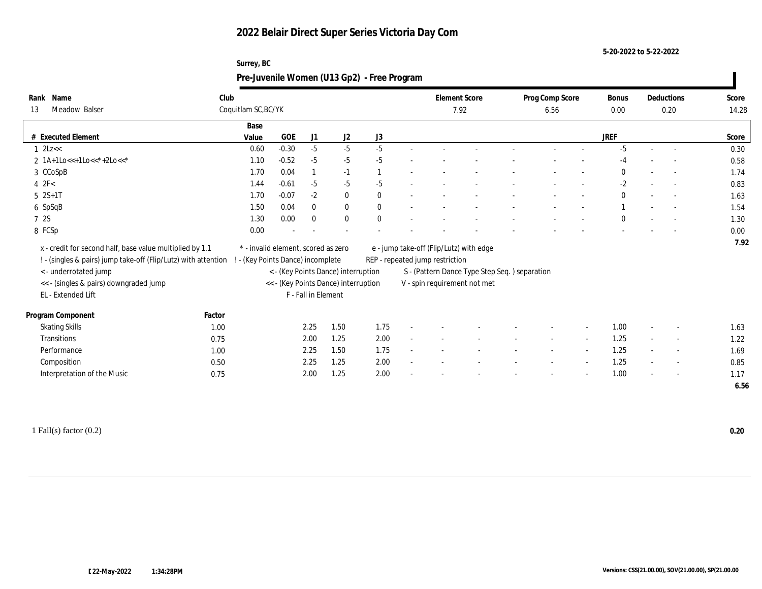# 2022 Belair Direct Super Series Victoria Day Com

5-20-2022 to 5-22-2022

Surrey, BC

## Pre-Juvenile Women (U13 Gp2) - Free Program

| Rank | Name | Club | Element Score | Prog Comp Score | Bonus | Deductions | Score |
|---|---|---|---|---|---|---|---|
| 13 | Meadow Balser | Coquitlam SC,BC/YK | 7.92 | 6.56 | 0.00 | 0.20 | 14.28 |

| # | Executed Element | Base Value | GOE | J1 | J2 | J3 | | | | | | | | | JREF | | | Score |
|---|---|---|---|---|---|---|---|---|---|---|---|---|---|---|---|---|---|---|
| 1 | 2Lz<< | 0.60 | -0.30 | -5 | -5 | -5 | - | - | - | - | - | - | - | - | -5 | - | - | 0.30 |
| 2 | 1A+1Lo<<+1Lo<<*+2Lo<<* | 1.10 | -0.52 | -5 | -5 | -5 | - | - | - | - | - | - | - | - | -4 | - | - | 0.58 |
| 3 | CCoSpB | 1.70 | 0.04 | 1 | -1 | 1 | - | - | - | - | - | - | - | - | 0 | - | - | 1.74 |
| 4 | 2F< | 1.44 | -0.61 | -5 | -5 | -5 | - | - | - | - | - | - | - | - | -2 | - | - | 0.83 |
| 5 | 2S+1T | 1.70 | -0.07 | -2 | 0 | 0 | - | - | - | - | - | - | - | - | 0 | - | - | 1.63 |
| 6 | SpSqB | 1.50 | 0.04 | 0 | 0 | 0 | - | - | - | - | - | - | - | - | 1 | - | - | 1.54 |
| 7 | 2S | 1.30 | 0.00 | 0 | 0 | 0 | - | - | - | - | - | - | - | - | 0 | - | - | 1.30 |
| 8 | FCSp | 0.00 | - | - | - | - | - | - | - | - | - | - | - | - | - | - | - | 0.00 |
| | | | | | | | | | | | | | | | | | | 7.92 |

x - credit for second half, base value multiplied by 1.1
! - (singles & pairs) jump take-off (Flip/Lutz) with attention
< - underrotated jump
<< - (singles & pairs) downgraded jump
EL - Extended Lift
* - invalid element, scored as zero
! - (Key Points Dance) incomplete
< - (Key Points Dance) interruption
<< - (Key Points Dance) interruption
F - Fall in Element
e - jump take-off (Flip/Lutz) with edge
REP - repeated jump restriction
S - (Pattern Dance Type Step Seq. ) separation
V - spin requirement not met

| Program Component | Factor | J1 | J2 | J3 | | | | | | | | | JREF | | | Score |
|---|---|---|---|---|---|---|---|---|---|---|---|---|---|---|---|---|
| Skating Skills | 1.00 | 2.25 | 1.50 | 1.75 | - | - | - | - | - | - | - | - | 1.00 | - | - | 1.63 |
| Transitions | 0.75 | 2.00 | 1.25 | 2.00 | - | - | - | - | - | - | - | - | 1.25 | - | - | 1.22 |
| Performance | 1.00 | 2.25 | 1.50 | 1.75 | - | - | - | - | - | - | - | - | 1.25 | - | - | 1.69 |
| Composition | 0.50 | 2.25 | 1.25 | 2.00 | - | - | - | - | - | - | - | - | 1.25 | - | - | 0.85 |
| Interpretation of the Music | 0.75 | 2.00 | 1.25 | 2.00 | - | - | - | - | - | - | - | - | 1.00 | - | - | 1.17 |
| | | | | | | | | | | | | | | | | 6.56 |

1 Fall(s) factor (0.2) 0.20